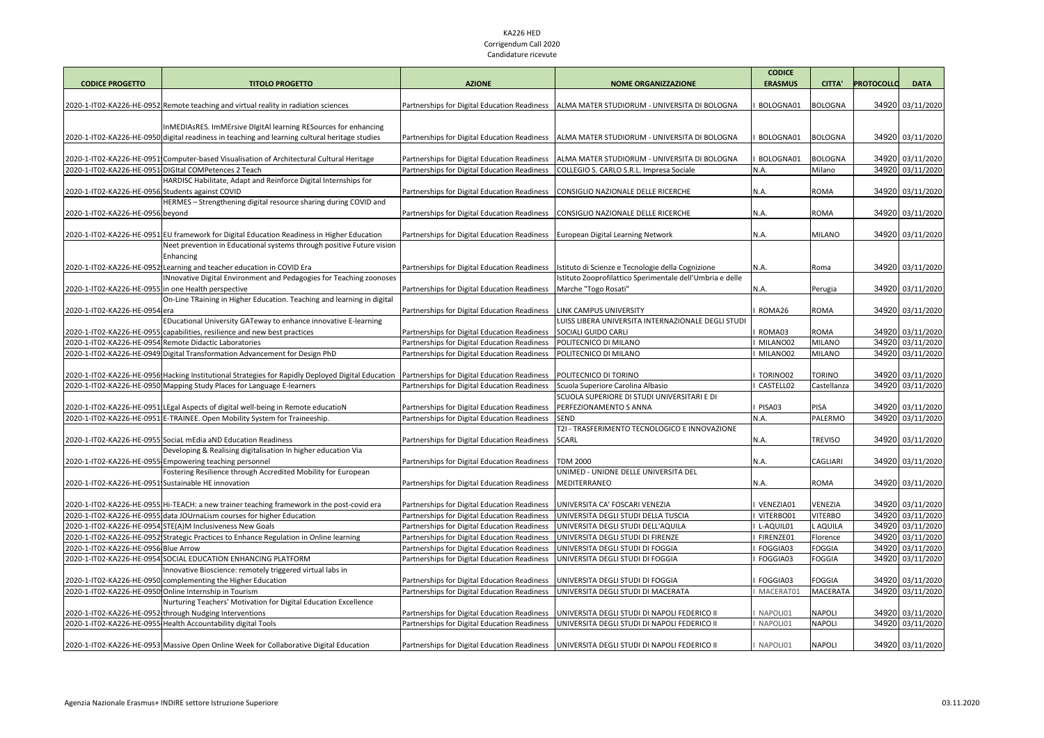# KA226 HED
## Corrigendum Call 2020
### Candidature ricevute

| CODICE PROGETTO | TITOLO PROGETTO | AZIONE | NOME ORGANIZZAZIONE | CODICE ERASMUS | CITTA' | PROTOCOLLO | DATA |
|---|---|---|---|---|---|---|---|
| 2020-1-IT02-KA226-HE-0952 | Remote teaching and virtual reality in radiation sciences | Partnerships for Digital Education Readiness | ALMA MATER STUDIORUM - UNIVERSITA DI BOLOGNA | I BOLOGNA01 | BOLOGNA | 34920 | 03/11/2020 |
| 2020-1-IT02-KA226-HE-0950 | InMEDIAsRES. ImMErsive DIgitAl learning RESources for enhancing digital readiness in teaching and learning cultural heritage studies | Partnerships for Digital Education Readiness | ALMA MATER STUDIORUM - UNIVERSITA DI BOLOGNA | I BOLOGNA01 | BOLOGNA | 34920 | 03/11/2020 |
| 2020-1-IT02-KA226-HE-0951 | Computer-based Visualisation of Architectural Cultural Heritage | Partnerships for Digital Education Readiness | ALMA MATER STUDIORUM - UNIVERSITA DI BOLOGNA | I BOLOGNA01 | BOLOGNA | 34920 | 03/11/2020 |
| 2020-1-IT02-KA226-HE-0951 | DIGItal COMPetences 2 Teach | Partnerships for Digital Education Readiness | COLLEGIO S. CARLO S.R.L. Impresa Sociale | N.A. | Milano | 34920 | 03/11/2020 |
| 2020-1-IT02-KA226-HE-0956 | HARDISC Habilitate, Adapt and Reinforce Digital Internships for Students against COVID | Partnerships for Digital Education Readiness | CONSIGLIO NAZIONALE DELLE RICERCHE | N.A. | ROMA | 34920 | 03/11/2020 |
| 2020-1-IT02-KA226-HE-0956 | HERMES – Strengthening digital resource sharing during COVID and beyond | Partnerships for Digital Education Readiness | CONSIGLIO NAZIONALE DELLE RICERCHE | N.A. | ROMA | 34920 | 03/11/2020 |
| 2020-1-IT02-KA226-HE-0951 | EU framework for Digital Education Readiness in Higher Education | Partnerships for Digital Education Readiness | European Digital Learning Network | N.A. | MILANO | 34920 | 03/11/2020 |
| 2020-1-IT02-KA226-HE-0952 | Neet prevention in Educational systems through positive Future vision Enhancing Learning and teacher education in COVID Era | Partnerships for Digital Education Readiness | Istituto di Scienze e Tecnologie della Cognizione | N.A. | Roma | 34920 | 03/11/2020 |
| 2020-1-IT02-KA226-HE-0955 | INnovative Digital Environment and Pedagogies for Teaching zoonoses in one Health perspective | Partnerships for Digital Education Readiness | Istituto Zooprofilattico Sperimentale dell'Umbria e delle Marche "Togo Rosati" | N.A. | Perugia | 34920 | 03/11/2020 |
| 2020-1-IT02-KA226-HE-0954 | On-Line TRaining in Higher Education. Teaching and learning in digital era | Partnerships for Digital Education Readiness | LINK CAMPUS UNIVERSITY | I ROMA26 | ROMA | 34920 | 03/11/2020 |
| 2020-1-IT02-KA226-HE-0955 | EDucational University GATeway to enhance innovative E-learning capabilities, resilience and new best practices | Partnerships for Digital Education Readiness | LUISS LIBERA UNIVERSITA INTERNAZIONALE DEGLI STUDI SOCIALI GUIDO CARLI | I ROMA03 | ROMA | 34920 | 03/11/2020 |
| 2020-1-IT02-KA226-HE-0954 | Remote Didactic Laboratories | Partnerships for Digital Education Readiness | POLITECNICO DI MILANO | I MILANO02 | MILANO | 34920 | 03/11/2020 |
| 2020-1-IT02-KA226-HE-0949 | Digital Transformation Advancement for Design PhD | Partnerships for Digital Education Readiness | POLITECNICO DI MILANO | I MILANO02 | MILANO | 34920 | 03/11/2020 |
| 2020-1-IT02-KA226-HE-0956 | Hacking Institutional Strategies for Rapidly Deployed Digital Education | Partnerships for Digital Education Readiness | POLITECNICO DI TORINO | I TORINO02 | TORINO | 34920 | 03/11/2020 |
| 2020-1-IT02-KA226-HE-0950 | Mapping Study Places for Language E-learners | Partnerships for Digital Education Readiness | Scuola Superiore Carolina Albasio | I CASTELL02 | Castellanza | 34920 | 03/11/2020 |
| 2020-1-IT02-KA226-HE-0951 | LEgal Aspects of digital well-being in Remote educatioN | Partnerships for Digital Education Readiness | SCUOLA SUPERIORE DI STUDI UNIVERSITARI E DI PERFEZIONAMENTO S ANNA | I PISA03 | PISA | 34920 | 03/11/2020 |
| 2020-1-IT02-KA226-HE-0951 | E-TRAINEE. Open Mobility System for Traineeship. | Partnerships for Digital Education Readiness | SEND | N.A. | PALERMO | 34920 | 03/11/2020 |
| 2020-1-IT02-KA226-HE-0955 | SociaL mEdia aND Education Readiness | Partnerships for Digital Education Readiness | T2I - TRASFERIMENTO TECNOLOGICO E INNOVAZIONE SCARL | N.A. | TREVISO | 34920 | 03/11/2020 |
| 2020-1-IT02-KA226-HE-0955 | Developing & Realising digitalisation In higher education Via Empowering teaching personnel | Partnerships for Digital Education Readiness | TDM 2000 | N.A. | CAGLIARI | 34920 | 03/11/2020 |
| 2020-1-IT02-KA226-HE-0951 | Fostering Resilience through Accredited Mobility for European Sustainable HE innovation | Partnerships for Digital Education Readiness | UNIMED - UNIONE DELLE UNIVERSITA DEL MEDITERRANEO | N.A. | ROMA | 34920 | 03/11/2020 |
| 2020-1-IT02-KA226-HE-0955 | Hi-TEACH: a new trainer teaching framework in the post-covid era | Partnerships for Digital Education Readiness | UNIVERSITA CA' FOSCARI VENEZIA | I VENEZIA01 | VENEZIA | 34920 | 03/11/2020 |
| 2020-1-IT02-KA226-HE-0955 | data JOUrnaLism courses for higher Education | Partnerships for Digital Education Readiness | UNIVERSITA DEGLI STUDI DELLA TUSCIA | I VITERBO01 | VITERBO | 34920 | 03/11/2020 |
| 2020-1-IT02-KA226-HE-0954 | STE(A)M Inclusiveness New Goals | Partnerships for Digital Education Readiness | UNIVERSITA DEGLI STUDI DELL'AQUILA | I L-AQUIL01 | L AQUILA | 34920 | 03/11/2020 |
| 2020-1-IT02-KA226-HE-0952 | Strategic Practices to Enhance Regulation in Online learning | Partnerships for Digital Education Readiness | UNIVERSITA DEGLI STUDI DI FIRENZE | I FIRENZE01 | Florence | 34920 | 03/11/2020 |
| 2020-1-IT02-KA226-HE-0956 | Blue Arrow | Partnerships for Digital Education Readiness | UNIVERSITA DEGLI STUDI DI FOGGIA | I FOGGIA03 | FOGGIA | 34920 | 03/11/2020 |
| 2020-1-IT02-KA226-HE-0954 | SOCIAL EDUCATION ENHANCING PLATFORM | Partnerships for Digital Education Readiness | UNIVERSITA DEGLI STUDI DI FOGGIA | I FOGGIA03 | FOGGIA | 34920 | 03/11/2020 |
| 2020-1-IT02-KA226-HE-0950 | Innovative Bioscience: remotely triggered virtual labs in complementing the Higher Education | Partnerships for Digital Education Readiness | UNIVERSITA DEGLI STUDI DI FOGGIA | I FOGGIA03 | FOGGIA | 34920 | 03/11/2020 |
| 2020-1-IT02-KA226-HE-0950 | Online Internship in Tourism | Partnerships for Digital Education Readiness | UNIVERSITA DEGLI STUDI DI MACERATA | I MACERAT01 | MACERATA | 34920 | 03/11/2020 |
| 2020-1-IT02-KA226-HE-0952 | Nurturing Teachers' Motivation for Digital Education Excellence through Nudging Interventions | Partnerships for Digital Education Readiness | UNIVERSITA DEGLI STUDI DI NAPOLI FEDERICO II | I NAPOLI01 | NAPOLI | 34920 | 03/11/2020 |
| 2020-1-IT02-KA226-HE-0955 | Health Accountability digital Tools | Partnerships for Digital Education Readiness | UNIVERSITA DEGLI STUDI DI NAPOLI FEDERICO II | I NAPOLI01 | NAPOLI | 34920 | 03/11/2020 |
| 2020-1-IT02-KA226-HE-0953 | Massive Open Online Week for Collaborative Digital Education | Partnerships for Digital Education Readiness | UNIVERSITA DEGLI STUDI DI NAPOLI FEDERICO II | I NAPOLI01 | NAPOLI | 34920 | 03/11/2020 |

Agenzia Nazionale Erasmus+ INDIRE settore Istruzione Superiore — 03.11.2020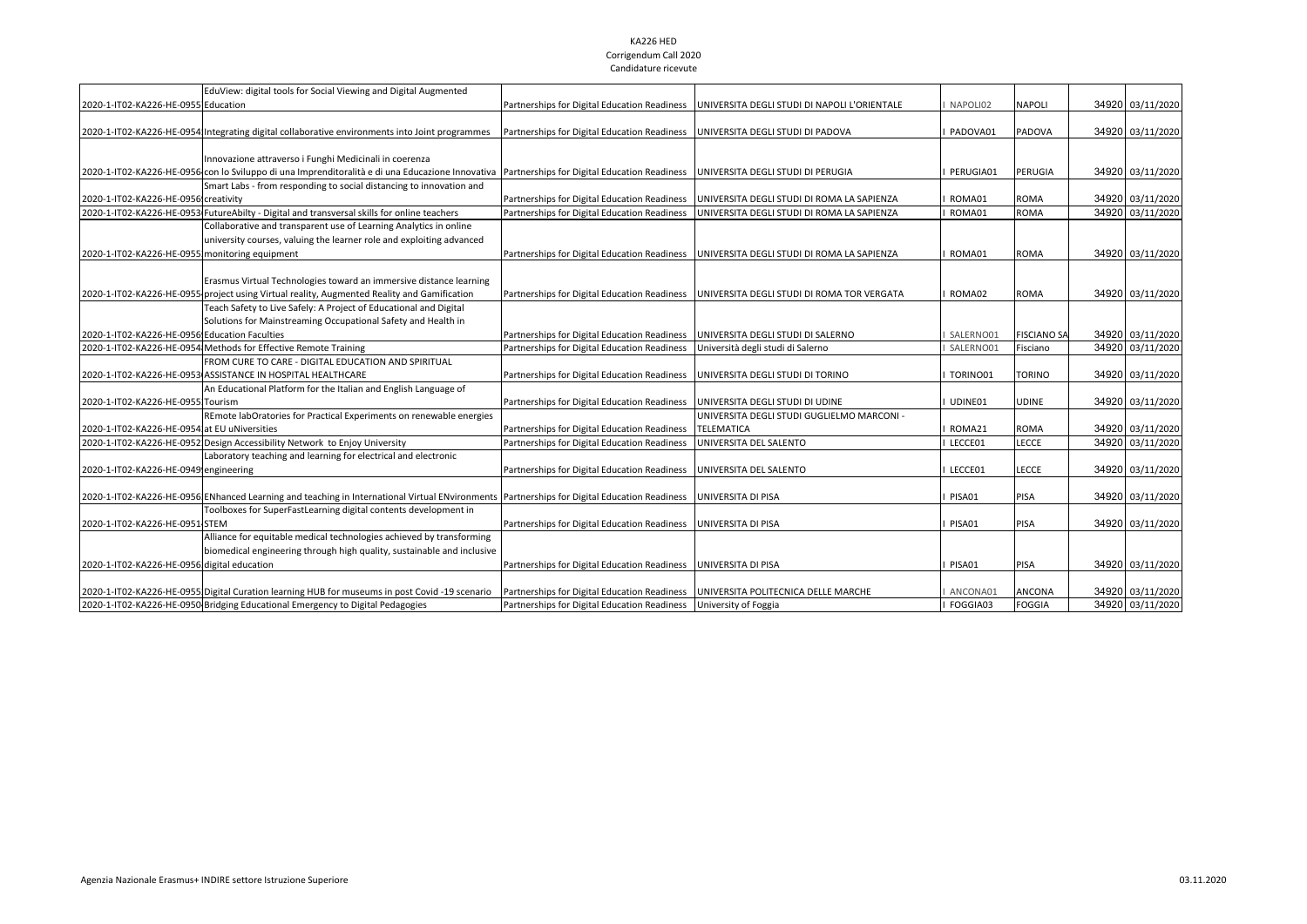KA226 HED
Corrigendum Call 2020
Candidature ricevute

| | | | | | | | |
|---|---|---|---|---|---|---|---|
| 2020-1-IT02-KA226-HE-0955 | EduView: digital tools for Social Viewing and Digital Augmented Education | Partnerships for Digital Education Readiness | UNIVERSITA DEGLI STUDI DI NAPOLI L'ORIENTALE | I NAPOLI02 | NAPOLI | 34920 | 03/11/2020 |
| 2020-1-IT02-KA226-HE-0954 | Integrating digital collaborative environments into Joint programmes | Partnerships for Digital Education Readiness | UNIVERSITA DEGLI STUDI DI PADOVA | I PADOVA01 | PADOVA | 34920 | 03/11/2020 |
| 2020-1-IT02-KA226-HE-0956 | Innovazione attraverso i Funghi Medicinali in coerenza con lo Sviluppo di una Imprenditoralità e di una Educazione Innovativa | Partnerships for Digital Education Readiness | UNIVERSITA DEGLI STUDI DI PERUGIA | I PERUGIA01 | PERUGIA | 34920 | 03/11/2020 |
| 2020-1-IT02-KA226-HE-0956 | Smart Labs - from responding to social distancing to innovation and creativity | Partnerships for Digital Education Readiness | UNIVERSITA DEGLI STUDI DI ROMA LA SAPIENZA | I ROMA01 | ROMA | 34920 | 03/11/2020 |
| 2020-1-IT02-KA226-HE-0953 | FutureAbilty - Digital and transversal skills for online teachers | Partnerships for Digital Education Readiness | UNIVERSITA DEGLI STUDI DI ROMA LA SAPIENZA | I ROMA01 | ROMA | 34920 | 03/11/2020 |
| 2020-1-IT02-KA226-HE-0955 | Collaborative and transparent use of Learning Analytics in online university courses, valuing the learner role and exploiting advanced monitoring equipment | Partnerships for Digital Education Readiness | UNIVERSITA DEGLI STUDI DI ROMA LA SAPIENZA | I ROMA01 | ROMA | 34920 | 03/11/2020 |
| 2020-1-IT02-KA226-HE-0955 | Erasmus Virtual Technologies toward an immersive distance learning project using Virtual reality, Augmented Reality and Gamification | Partnerships for Digital Education Readiness | UNIVERSITA DEGLI STUDI DI ROMA TOR VERGATA | I ROMA02 | ROMA | 34920 | 03/11/2020 |
| 2020-1-IT02-KA226-HE-0956 | Teach Safety to Live Safely: A Project of Educational and Digital Solutions for Mainstreaming Occupational Safety and Health in Education Faculties | Partnerships for Digital Education Readiness | UNIVERSITA DEGLI STUDI DI SALERNO | I SALERNO01 | FISCIANO SA | 34920 | 03/11/2020 |
| 2020-1-IT02-KA226-HE-0954 | Methods for Effective Remote Training | Partnerships for Digital Education Readiness | Università degli studi di Salerno | I SALERNO01 | Fisciano | 34920 | 03/11/2020 |
| 2020-1-IT02-KA226-HE-0953 | FROM CURE TO CARE - DIGITAL EDUCATION AND SPIRITUAL ASSISTANCE IN HOSPITAL HEALTHCARE | Partnerships for Digital Education Readiness | UNIVERSITA DEGLI STUDI DI TORINO | I TORINO01 | TORINO | 34920 | 03/11/2020 |
| 2020-1-IT02-KA226-HE-0955 | An Educational Platform for the Italian and English Language of Tourism | Partnerships for Digital Education Readiness | UNIVERSITA DEGLI STUDI DI UDINE | I UDINE01 | UDINE | 34920 | 03/11/2020 |
| 2020-1-IT02-KA226-HE-0954 | REmote labOratories for Practical Experiments on renewable energies at EU uNiversities | Partnerships for Digital Education Readiness | UNIVERSITA DEGLI STUDI GUGLIELMO MARCONI - TELEMATICA | I ROMA21 | ROMA | 34920 | 03/11/2020 |
| 2020-1-IT02-KA226-HE-0952 | Design Accessibility Network to Enjoy University | Partnerships for Digital Education Readiness | UNIVERSITA DEL SALENTO | I LECCE01 | LECCE | 34920 | 03/11/2020 |
| 2020-1-IT02-KA226-HE-0949 | Laboratory teaching and learning for electrical and electronic engineering | Partnerships for Digital Education Readiness | UNIVERSITA DEL SALENTO | I LECCE01 | LECCE | 34920 | 03/11/2020 |
| 2020-1-IT02-KA226-HE-0956 | ENhanced Learning and teaching in International Virtual ENvironments | Partnerships for Digital Education Readiness | UNIVERSITA DI PISA | I PISA01 | PISA | 34920 | 03/11/2020 |
| 2020-1-IT02-KA226-HE-0951 | Toolboxes for SuperFastLearning digital contents development in STEM | Partnerships for Digital Education Readiness | UNIVERSITA DI PISA | I PISA01 | PISA | 34920 | 03/11/2020 |
| 2020-1-IT02-KA226-HE-0956 | Alliance for equitable medical technologies achieved by transforming biomedical engineering through high quality, sustainable and inclusive digital education | Partnerships for Digital Education Readiness | UNIVERSITA DI PISA | I PISA01 | PISA | 34920 | 03/11/2020 |
| 2020-1-IT02-KA226-HE-0955 | Digital Curation learning HUB for museums in post Covid -19 scenario | Partnerships for Digital Education Readiness | UNIVERSITA POLITECNICA DELLE MARCHE | I ANCONA01 | ANCONA | 34920 | 03/11/2020 |
| 2020-1-IT02-KA226-HE-0950 | Bridging Educational Emergency to Digital Pedagogies | Partnerships for Digital Education Readiness | University of Foggia | I FOGGIA03 | FOGGIA | 34920 | 03/11/2020 |

Agenzia Nazionale Erasmus+ INDIRE settore Istruzione Superiore

03.11.2020